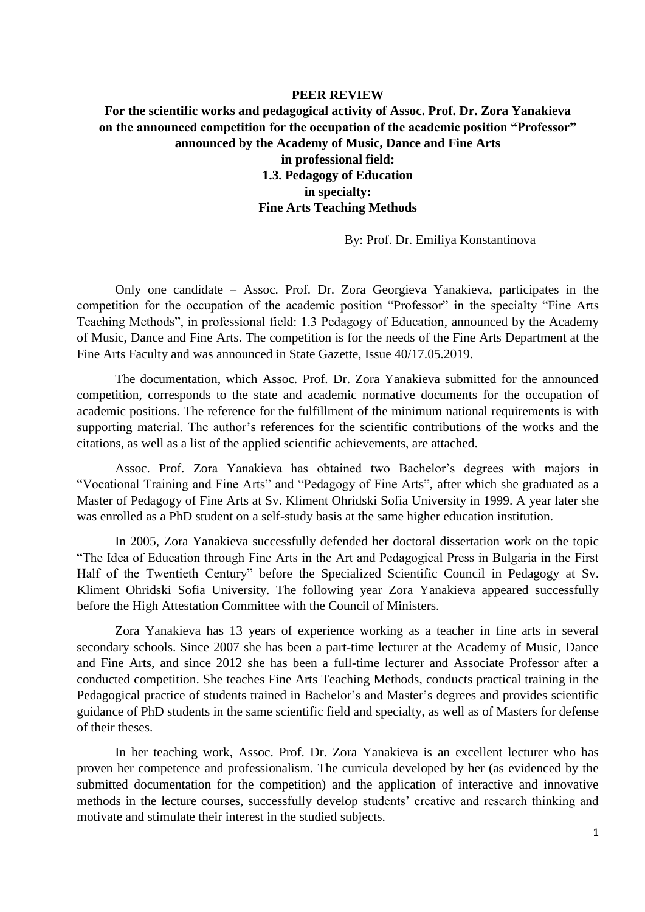**PEER REVIEW**

**For the scientific works and pedagogical activity of Assoc. Prof. Dr. Zora Yanakieva on the announced competition for the occupation of the academic position "Professor" announced by the Academy of Music, Dance and Fine Arts in professional field: 1.3. Pedagogy of Education in specialty: Fine Arts Teaching Methods**

By: Prof. Dr. Emiliya Konstantinova

Only one candidate – Assoc. Prof. Dr. Zora Georgieva Yanakieva, participates in the competition for the occupation of the academic position "Professor" in the specialty "Fine Arts Teaching Methods", in professional field: 1.3 Pedagogy of Education, announced by the Academy of Music, Dance and Fine Arts. The competition is for the needs of the Fine Arts Department at the Fine Arts Faculty and was announced in State Gazette, Issue 40/17.05.2019.

The documentation, which Assoc. Prof. Dr. Zora Yanakieva submitted for the announced competition, corresponds to the state and academic normative documents for the occupation of academic positions. The reference for the fulfillment of the minimum national requirements is with supporting material. The author's references for the scientific contributions of the works and the citations, as well as a list of the applied scientific achievements, are attached.

Assoc. Prof. Zora Yanakieva has obtained two Bachelor's degrees with majors in "Vocational Training and Fine Arts" and "Pedagogy of Fine Arts", after which she graduated as a Master of Pedagogy of Fine Arts at Sv. Kliment Ohridski Sofia University in 1999. A year later she was enrolled as a PhD student on a self-study basis at the same higher education institution.

In 2005, Zora Yanakieva successfully defended her doctoral dissertation work on the topic "The Idea of Education through Fine Arts in the Art and Pedagogical Press in Bulgaria in the First Half of the Twentieth Century" before the Specialized Scientific Council in Pedagogy at Sv. Kliment Ohridski Sofia University. The following year Zora Yanakieva appeared successfully before the High Attestation Committee with the Council of Ministers.

Zora Yanakieva has 13 years of experience working as a teacher in fine arts in several secondary schools. Since 2007 she has been a part-time lecturer at the Academy of Music, Dance and Fine Arts, and since 2012 she has been a full-time lecturer and Associate Professor after a conducted competition. She teaches Fine Arts Teaching Methods, conducts practical training in the Pedagogical practice of students trained in Bachelor's and Master's degrees and provides scientific guidance of PhD students in the same scientific field and specialty, as well as of Masters for defense of their theses.

In her teaching work, Assoc. Prof. Dr. Zora Yanakieva is an excellent lecturer who has proven her competence and professionalism. The curricula developed by her (as evidenced by the submitted documentation for the competition) and the application of interactive and innovative methods in the lecture courses, successfully develop students' creative and research thinking and motivate and stimulate their interest in the studied subjects.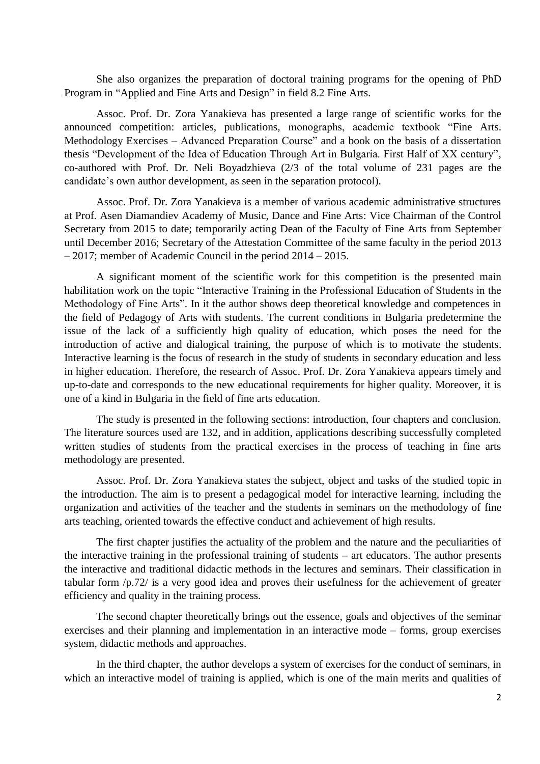She also organizes the preparation of doctoral training programs for the opening of PhD Program in "Applied and Fine Arts and Design" in field 8.2 Fine Arts.

Assoc. Prof. Dr. Zora Yanakieva has presented a large range of scientific works for the announced competition: articles, publications, monographs, academic textbook "Fine Arts. Methodology Exercises – Advanced Preparation Course" and a book on the basis of a dissertation thesis "Development of the Idea of Education Through Art in Bulgaria. First Half of XX century", co-authored with Prof. Dr. Neli Boyadzhieva (2/3 of the total volume of 231 pages are the candidate's own author development, as seen in the separation protocol).

Assoc. Prof. Dr. Zora Yanakieva is a member of various academic administrative structures at Prof. Asen Diamandiev Academy of Music, Dance and Fine Arts: Vice Chairman of the Control Secretary from 2015 to date; temporarily acting Dean of the Faculty of Fine Arts from September until December 2016; Secretary of the Attestation Committee of the same faculty in the period 2013 – 2017; member of Academic Council in the period 2014 – 2015.

A significant moment of the scientific work for this competition is the presented main habilitation work on the topic "Interactive Training in the Professional Education of Students in the Methodology of Fine Arts". In it the author shows deep theoretical knowledge and competences in the field of Pedagogy of Arts with students. The current conditions in Bulgaria predetermine the issue of the lack of a sufficiently high quality of education, which poses the need for the introduction of active and dialogical training, the purpose of which is to motivate the students. Interactive learning is the focus of research in the study of students in secondary education and less in higher education. Therefore, the research of Assoc. Prof. Dr. Zora Yanakieva appears timely and up-to-date and corresponds to the new educational requirements for higher quality. Moreover, it is one of a kind in Bulgaria in the field of fine arts education.

The study is presented in the following sections: introduction, four chapters and conclusion. The literature sources used are 132, and in addition, applications describing successfully completed written studies of students from the practical exercises in the process of teaching in fine arts methodology are presented.

Assoc. Prof. Dr. Zora Yanakieva states the subject, object and tasks of the studied topic in the introduction. The aim is to present a pedagogical model for interactive learning, including the organization and activities of the teacher and the students in seminars on the methodology of fine arts teaching, oriented towards the effective conduct and achievement of high results.

The first chapter justifies the actuality of the problem and the nature and the peculiarities of the interactive training in the professional training of students – art educators. The author presents the interactive and traditional didactic methods in the lectures and seminars. Their classification in tabular form /p.72/ is a very good idea and proves their usefulness for the achievement of greater efficiency and quality in the training process.

The second chapter theoretically brings out the essence, goals and objectives of the seminar exercises and their planning and implementation in an interactive mode – forms, group exercises system, didactic methods and approaches.

In the third chapter, the author develops a system of exercises for the conduct of seminars, in which an interactive model of training is applied, which is one of the main merits and qualities of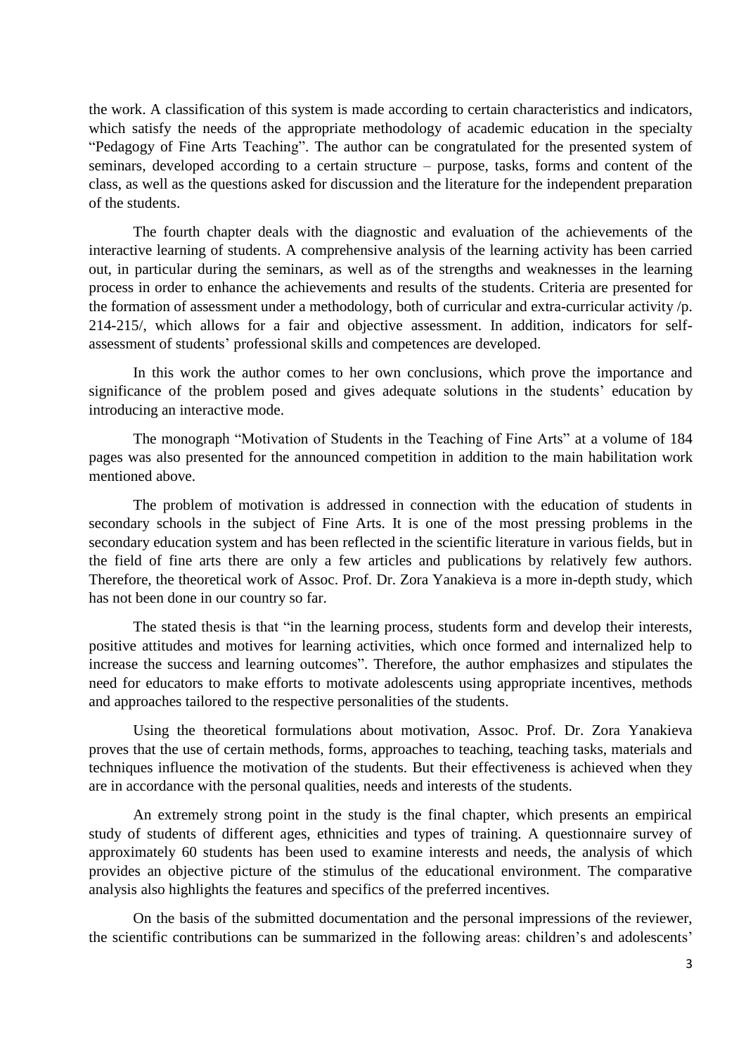the work. A classification of this system is made according to certain characteristics and indicators, which satisfy the needs of the appropriate methodology of academic education in the specialty "Pedagogy of Fine Arts Teaching". The author can be congratulated for the presented system of seminars, developed according to a certain structure – purpose, tasks, forms and content of the class, as well as the questions asked for discussion and the literature for the independent preparation of the students.

The fourth chapter deals with the diagnostic and evaluation of the achievements of the interactive learning of students. A comprehensive analysis of the learning activity has been carried out, in particular during the seminars, as well as of the strengths and weaknesses in the learning process in order to enhance the achievements and results of the students. Criteria are presented for the formation of assessment under a methodology, both of curricular and extra-curricular activity /p. 214-215/, which allows for a fair and objective assessment. In addition, indicators for self-assessment of students' professional skills and competences are developed.

In this work the author comes to her own conclusions, which prove the importance and significance of the problem posed and gives adequate solutions in the students' education by introducing an interactive mode.

The monograph "Motivation of Students in the Teaching of Fine Arts" at a volume of 184 pages was also presented for the announced competition in addition to the main habilitation work mentioned above.

The problem of motivation is addressed in connection with the education of students in secondary schools in the subject of Fine Arts. It is one of the most pressing problems in the secondary education system and has been reflected in the scientific literature in various fields, but in the field of fine arts there are only a few articles and publications by relatively few authors. Therefore, the theoretical work of Assoc. Prof. Dr. Zora Yanakieva is a more in-depth study, which has not been done in our country so far.

The stated thesis is that "in the learning process, students form and develop their interests, positive attitudes and motives for learning activities, which once formed and internalized help to increase the success and learning outcomes". Therefore, the author emphasizes and stipulates the need for educators to make efforts to motivate adolescents using appropriate incentives, methods and approaches tailored to the respective personalities of the students.

Using the theoretical formulations about motivation, Assoc. Prof. Dr. Zora Yanakieva proves that the use of certain methods, forms, approaches to teaching, teaching tasks, materials and techniques influence the motivation of the students. But their effectiveness is achieved when they are in accordance with the personal qualities, needs and interests of the students.

An extremely strong point in the study is the final chapter, which presents an empirical study of students of different ages, ethnicities and types of training. A questionnaire survey of approximately 60 students has been used to examine interests and needs, the analysis of which provides an objective picture of the stimulus of the educational environment. The comparative analysis also highlights the features and specifics of the preferred incentives.

On the basis of the submitted documentation and the personal impressions of the reviewer, the scientific contributions can be summarized in the following areas: children's and adolescents'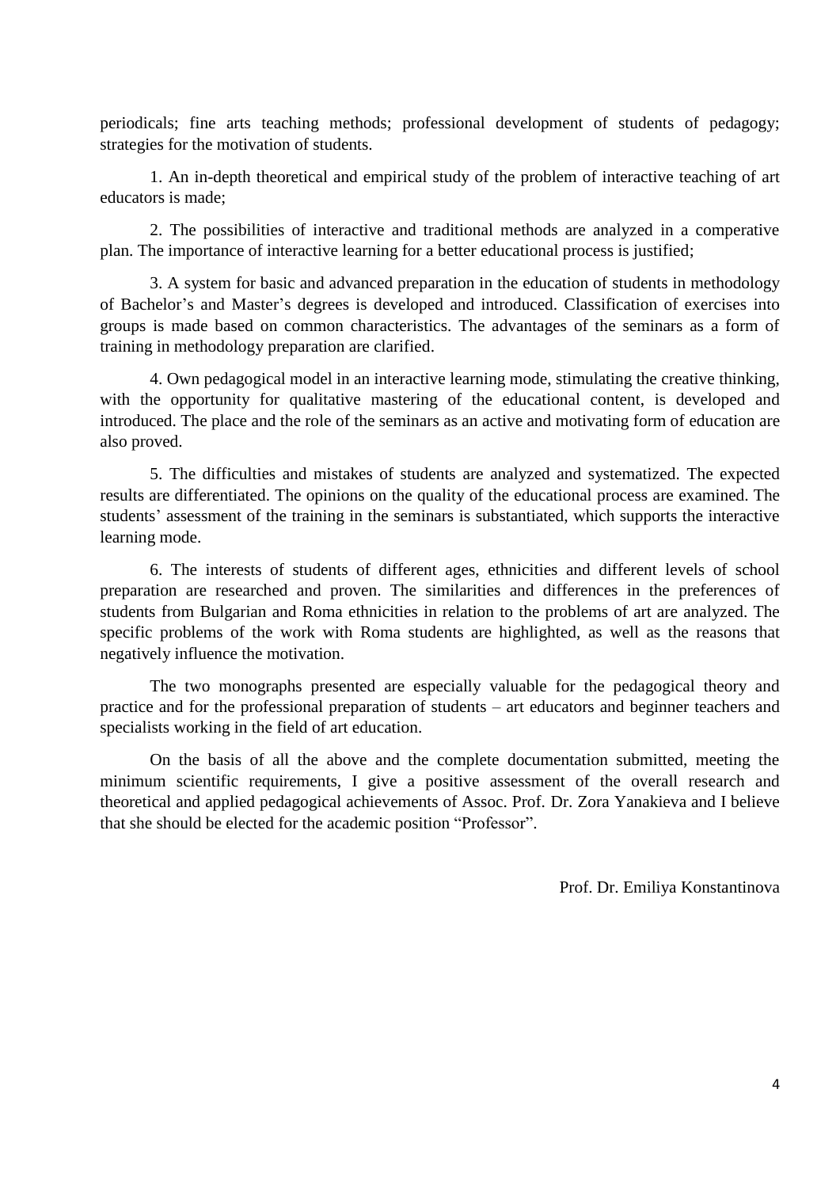periodicals; fine arts teaching methods; professional development of students of pedagogy; strategies for the motivation of students.

1. An in-depth theoretical and empirical study of the problem of interactive teaching of art educators is made;

2. The possibilities of interactive and traditional methods are analyzed in a comperative plan. The importance of interactive learning for a better educational process is justified;

3. A system for basic and advanced preparation in the education of students in methodology of Bachelor's and Master's degrees is developed and introduced. Classification of exercises into groups is made based on common characteristics. The advantages of the seminars as a form of training in methodology preparation are clarified.

4. Own pedagogical model in an interactive learning mode, stimulating the creative thinking, with the opportunity for qualitative mastering of the educational content, is developed and introduced. The place and the role of the seminars as an active and motivating form of education are also proved.

5. The difficulties and mistakes of students are analyzed and systematized. The expected results are differentiated. The opinions on the quality of the educational process are examined. The students' assessment of the training in the seminars is substantiated, which supports the interactive learning mode.

6. The interests of students of different ages, ethnicities and different levels of school preparation are researched and proven. The similarities and differences in the preferences of students from Bulgarian and Roma ethnicities in relation to the problems of art are analyzed. The specific problems of the work with Roma students are highlighted, as well as the reasons that negatively influence the motivation.

The two monographs presented are especially valuable for the pedagogical theory and practice and for the professional preparation of students – art educators and beginner teachers and specialists working in the field of art education.

On the basis of all the above and the complete documentation submitted, meeting the minimum scientific requirements, I give a positive assessment of the overall research and theoretical and applied pedagogical achievements of Assoc. Prof. Dr. Zora Yanakieva and I believe that she should be elected for the academic position "Professor".

Prof. Dr. Emiliya Konstantinova